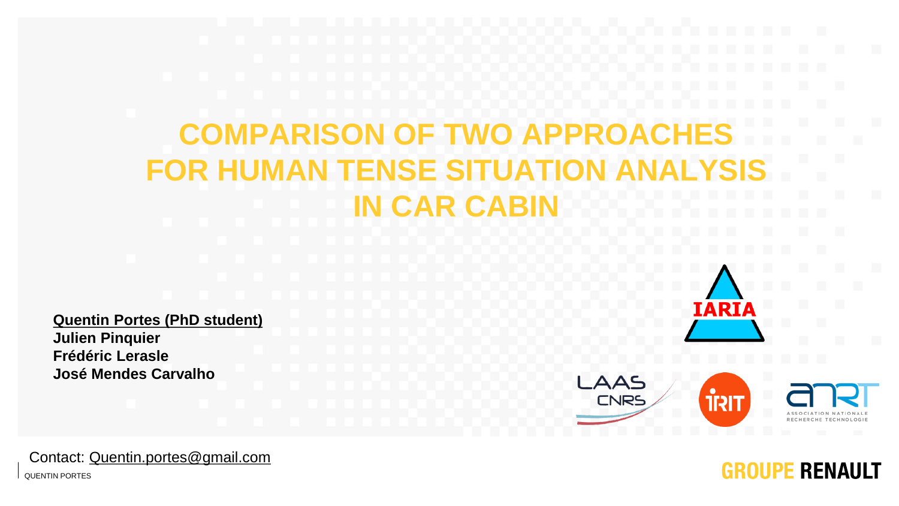# COMPARISON OF TWO APPROACHES FOR HUMAN TENSE SITUATION ANALYSIS IN CAR CABIN

**Quentin Portes (PhD student)**
**Julien Pinquier**
**Frédéric Lerasle**
**José Mendes Carvalho**

Contact: Quentin.portes@gmail.com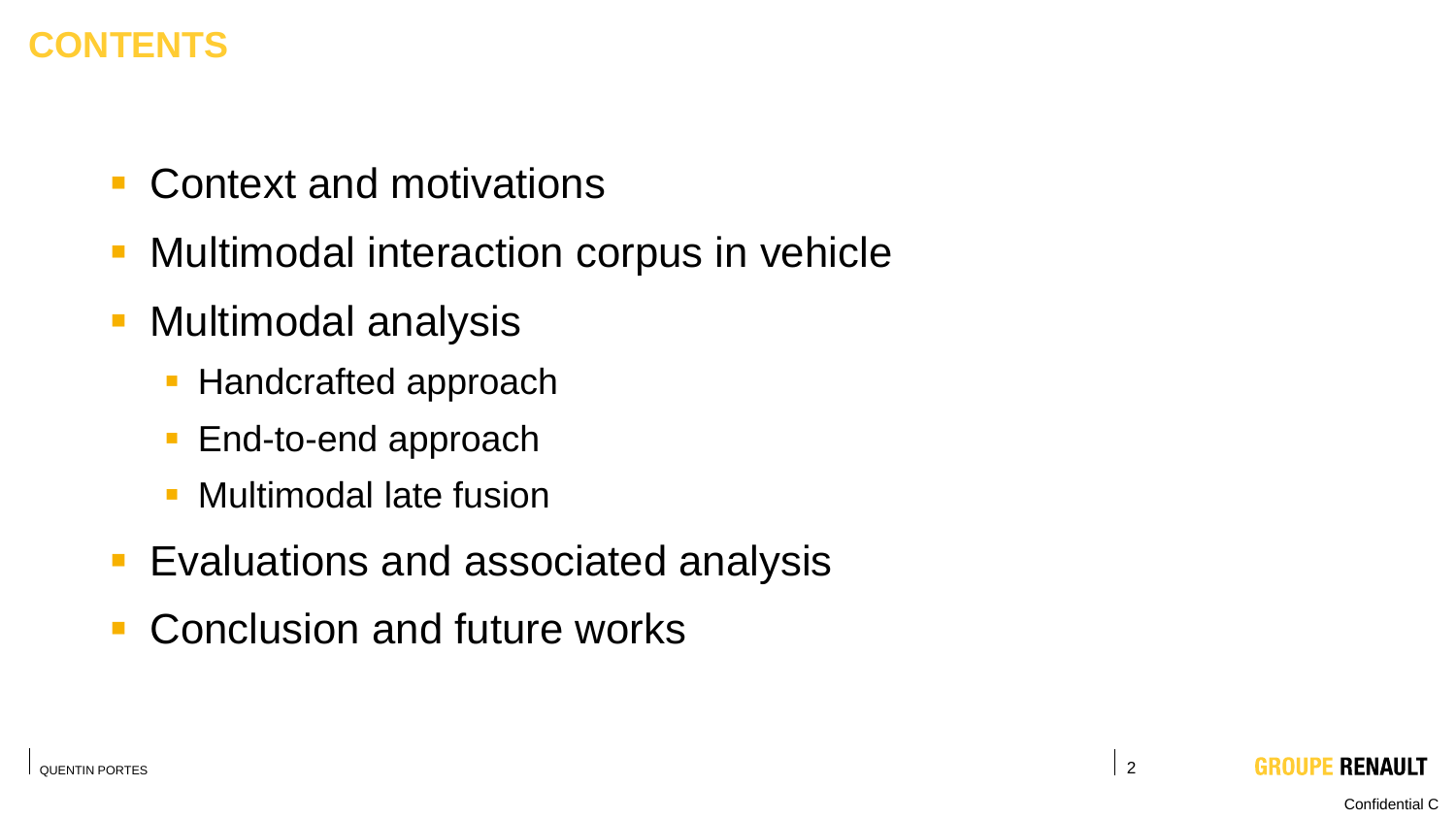# CONTENTS

- Context and motivations
- Multimodal interaction corpus in vehicle
- Multimodal analysis
  - Handcrafted approach
  - End-to-end approach
  - Multimodal late fusion
- Evaluations and associated analysis
- Conclusion and future works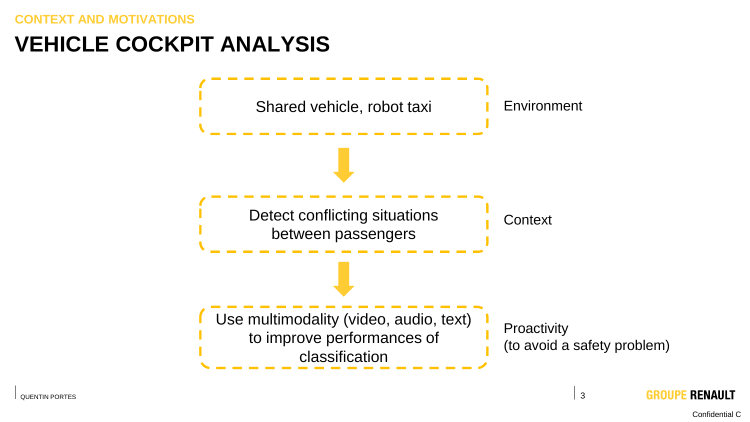CONTEXT AND MOTIVATIONS

# VEHICLE COCKPIT ANALYSIS

| | |
|---|---|
| Shared vehicle, robot taxi | Environment |
| ↓ | |
| Detect conflicting situations between passengers | Context |
| ↓ | |
| Use multimodality (video, audio, text) to improve performances of classification | Proactivity (to avoid a safety problem) |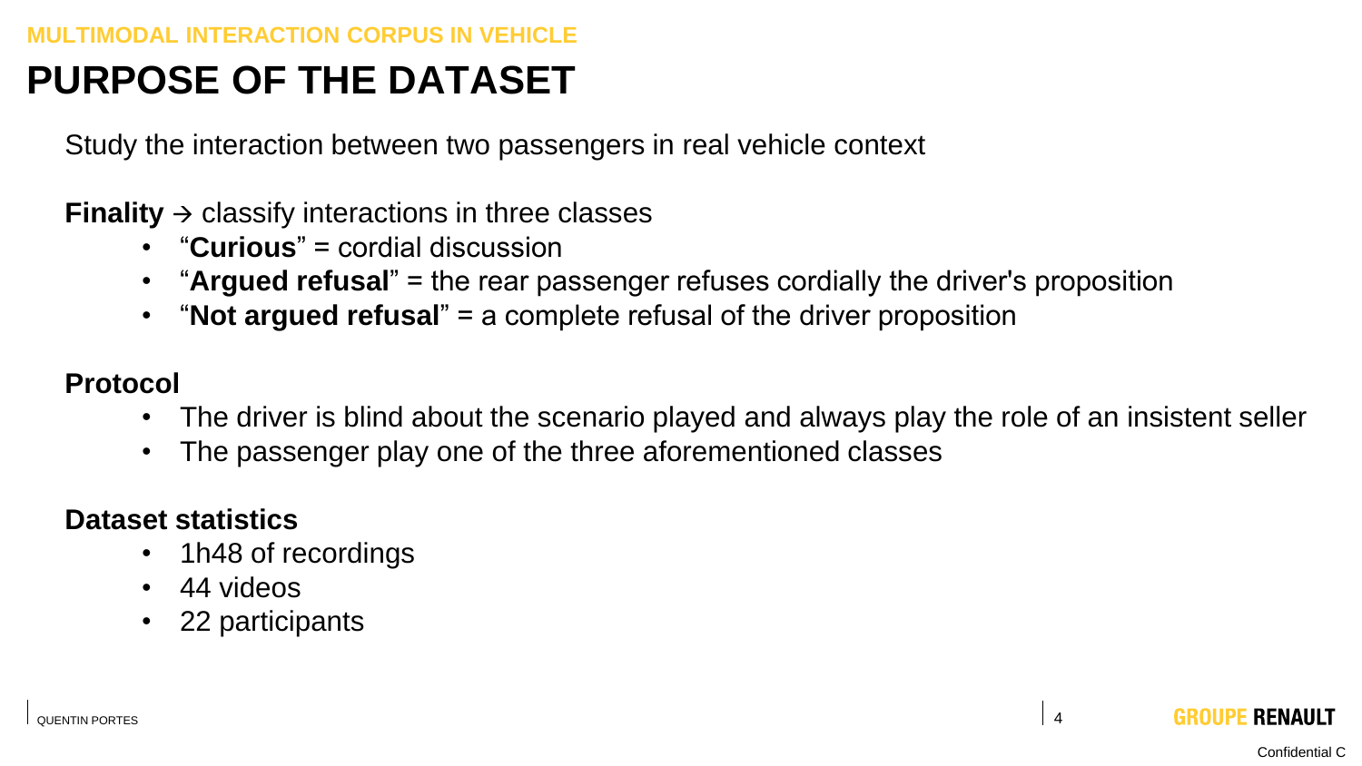MULTIMODAL INTERACTION CORPUS IN VEHICLE

# PURPOSE OF THE DATASET

Study the interaction between two passengers in real vehicle context

**Finality** → classify interactions in three classes

- "**Curious**" = cordial discussion
- "**Argued refusal**" = the rear passenger refuses cordially the driver's proposition
- "**Not argued refusal**" = a complete refusal of the driver proposition

**Protocol**

- The driver is blind about the scenario played and always play the role of an insistent seller
- The passenger play one of the three aforementioned classes

**Dataset statistics**

- 1h48 of recordings
- 44 videos
- 22 participants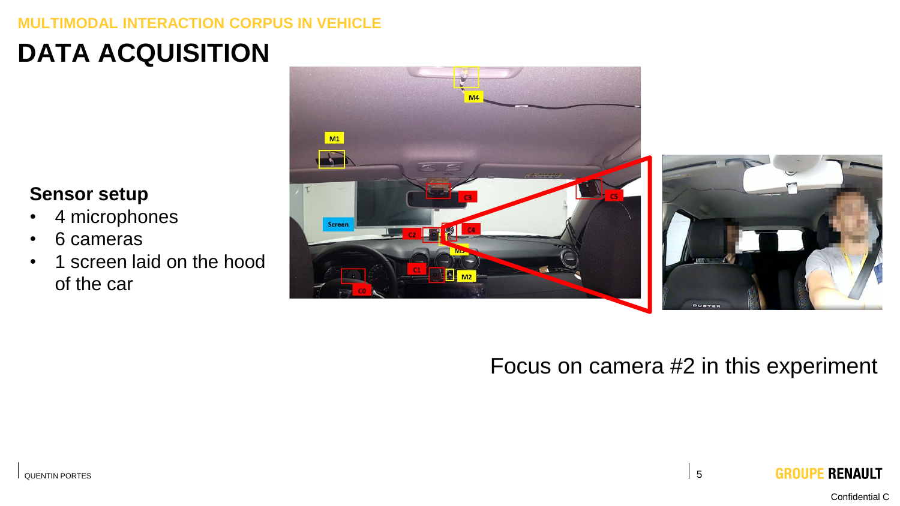MULTIMODAL INTERACTION CORPUS IN VEHICLE

# DATA ACQUISITION

**Sensor setup**

- 4 microphones
- 6 cameras
- 1 screen laid on the hood of the car

Focus on camera #2 in this experiment

QUENTIN PORTES

Confidential C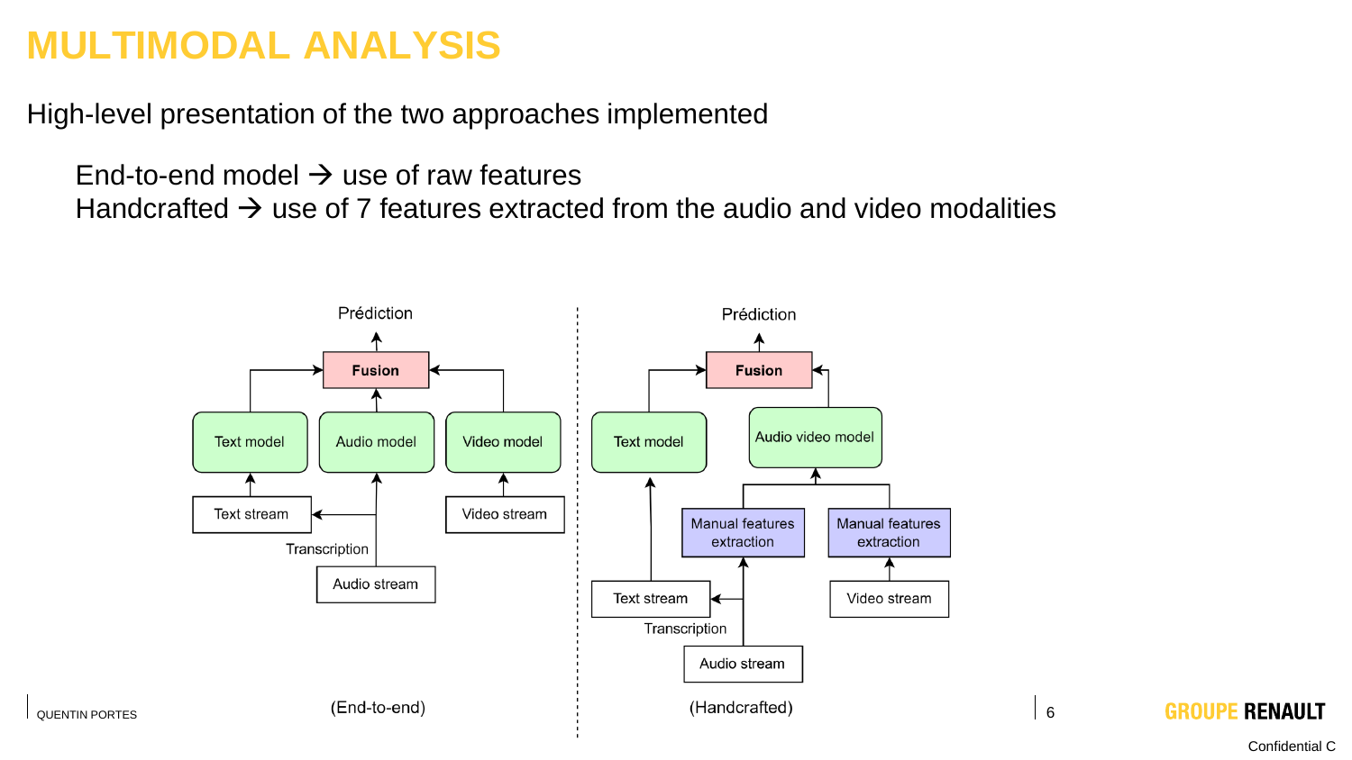# MULTIMODAL ANALYSIS

High-level presentation of the two approaches implemented

End-to-end model → use of raw features
Handcrafted → use of 7 features extracted from the audio and video modalities

Prédiction

Fusion

Text model | Audio model | Video model

Text stream | Video stream

Transcription

Audio stream

(End-to-end)

Prédiction

Fusion

Text model | Audio video model

Manual features extraction | Manual features extraction

Text stream | Video stream

Transcription

Audio stream

(Handcrafted)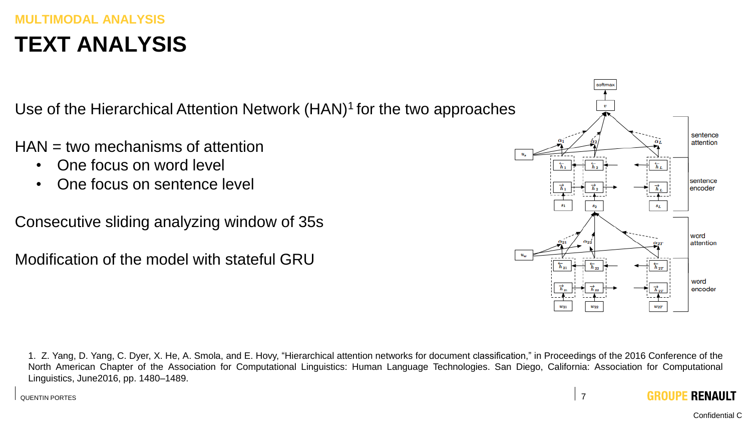MULTIMODAL ANALYSIS

# TEXT ANALYSIS

Use of the Hierarchical Attention Network (HAN)[1] for the two approaches

HAN = two mechanisms of attention

- One focus on word level
- One focus on sentence level

Consecutive sliding analyzing window of 35s

Modification of the model with stateful GRU

1. Z. Yang, D. Yang, C. Dyer, X. He, A. Smola, and E. Hovy, "Hierarchical attention networks for document classification," in Proceedings of the 2016 Conference of the North American Chapter of the Association for Computational Linguistics: Human Language Technologies. San Diego, California: Association for Computational Linguistics, June2016, pp. 1480–1489.

Confidential C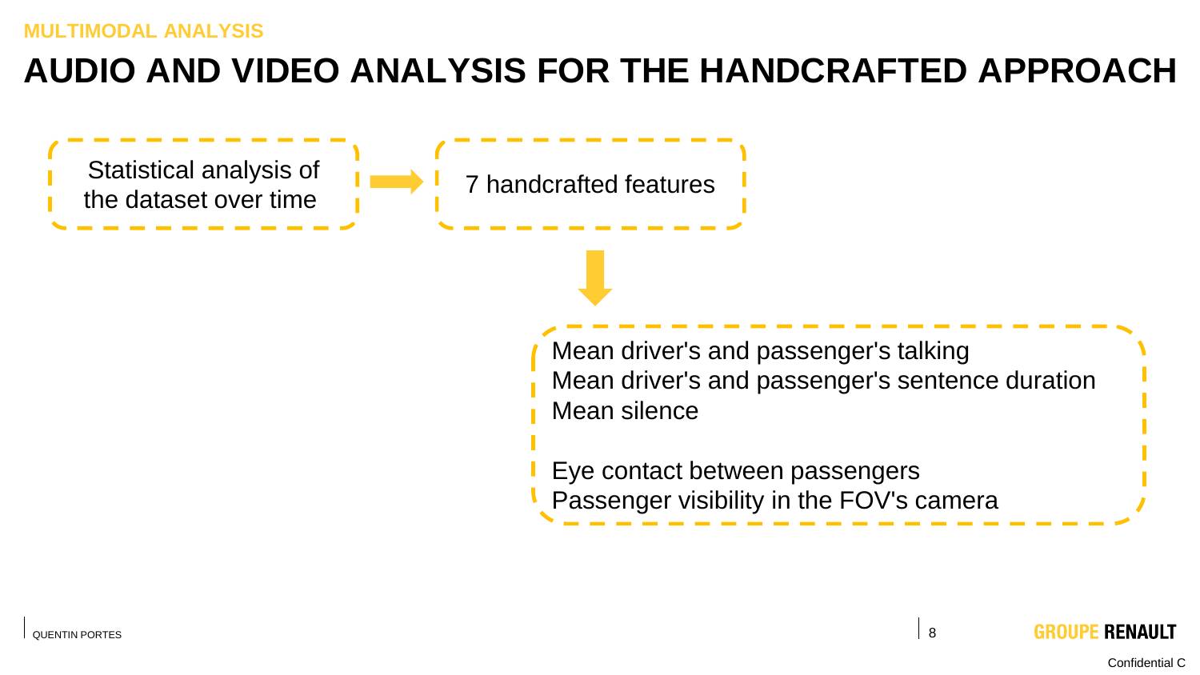MULTIMODAL ANALYSIS

# AUDIO AND VIDEO ANALYSIS FOR THE HANDCRAFTED APPROACH

Statistical analysis of the dataset over time → 7 handcrafted features

↓

Mean driver's and passenger's talking
Mean driver's and passenger's sentence duration
Mean silence

Eye contact between passengers
Passenger visibility in the FOV's camera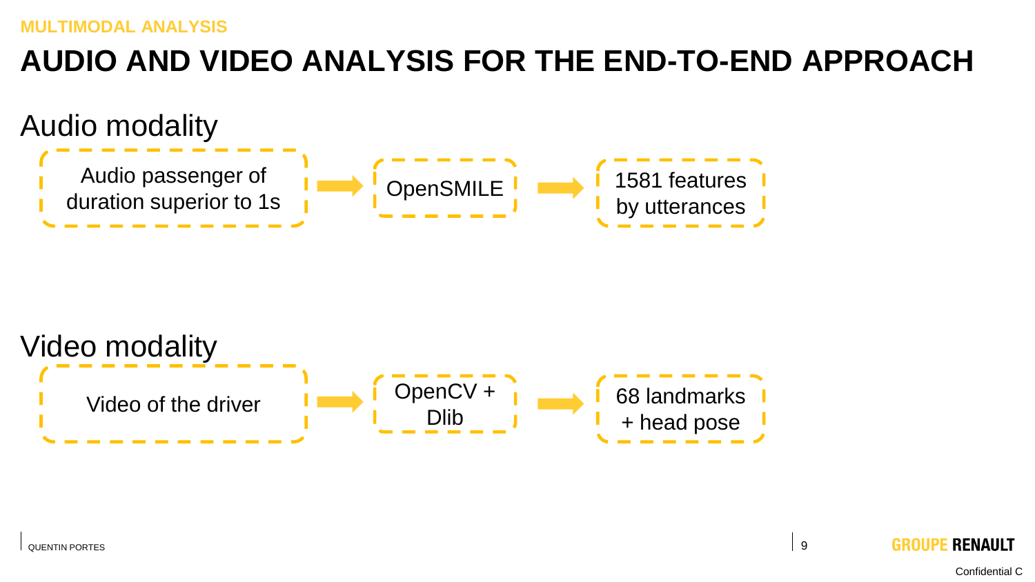MULTIMODAL ANALYSIS

# AUDIO AND VIDEO ANALYSIS FOR THE END-TO-END APPROACH

## Audio modality

Audio passenger of duration superior to 1s → OpenSMILE → 1581 features by utterances

## Video modality

Video of the driver → OpenCV + Dlib → 68 landmarks + head pose

QUENTIN PORTES

GROUPE RENAULT

Confidential C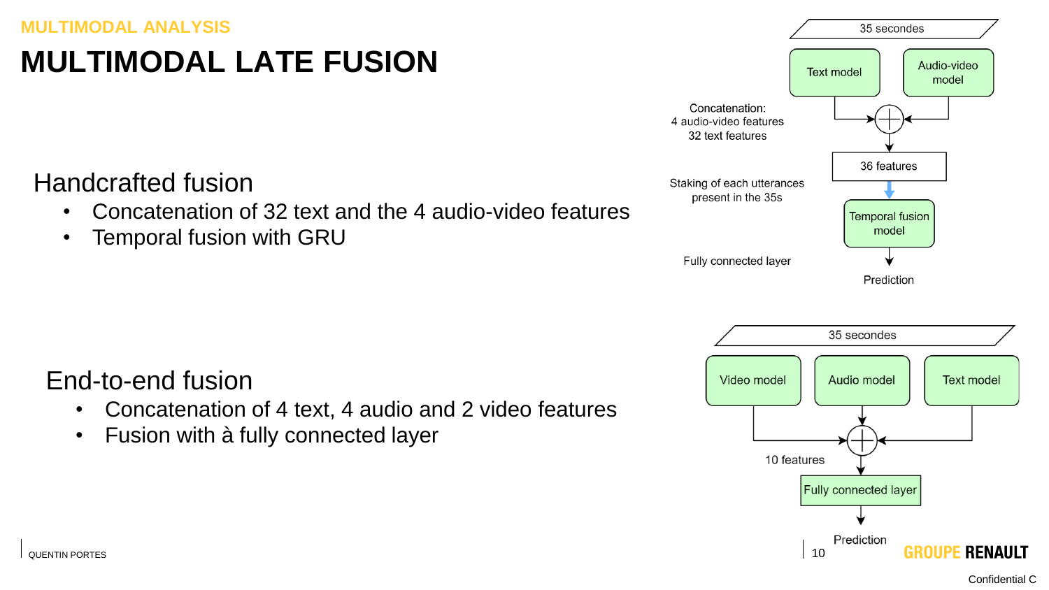MULTIMODAL ANALYSIS

# MULTIMODAL LATE FUSION

## Handcrafted fusion

- Concatenation of 32 text and the 4 audio-video features
- Temporal fusion with GRU

35 secondes

Text model | Audio-video model

Concatenation:
4 audio-video features
32 text features

36 features

Staking of each utterances present in the 35s

Temporal fusion model

Fully connected layer

Prediction

## End-to-end fusion

- Concatenation of 4 text, 4 audio and 2 video features
- Fusion with à fully connected layer

35 secondes

Video model | Audio model | Text model

10 features

Fully connected layer

Prediction

Confidential C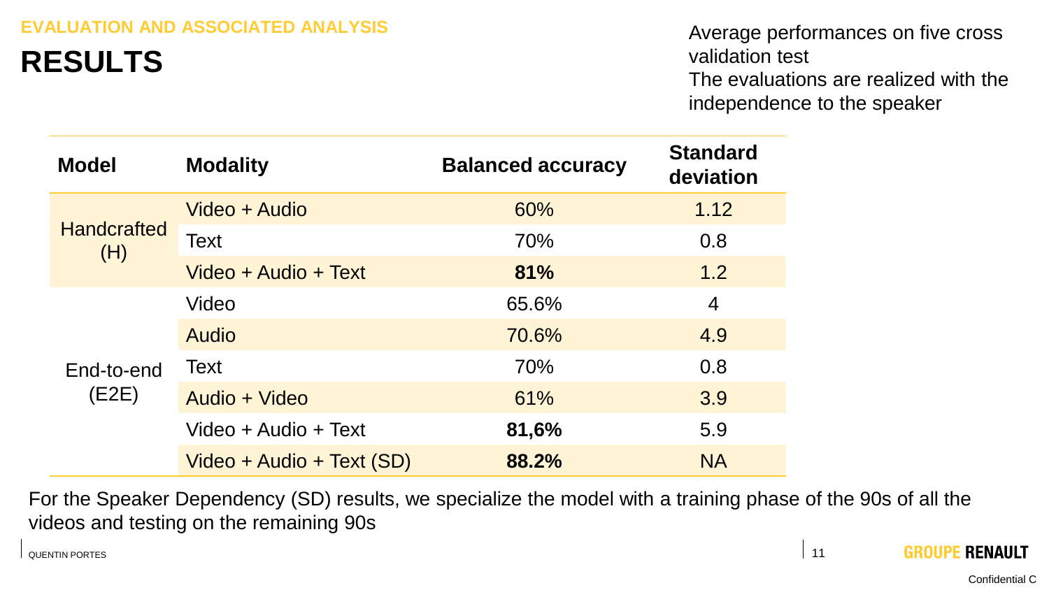EVALUATION AND ASSOCIATED ANALYSIS

# RESULTS

Average performances on five cross validation test
The evaluations are realized with the independence to the speaker

| Model | Modality | Balanced accuracy | Standard deviation |
|---|---|---|---|
| Handcrafted (H) | Video + Audio | 60% | 1.12 |
| | Text | 70% | 0.8 |
| | Video + Audio + Text | **81%** | 1.2 |
| End-to-end (E2E) | Video | 65.6% | 4 |
| | Audio | 70.6% | 4.9 |
| | Text | 70% | 0.8 |
| | Audio + Video | 61% | 3.9 |
| | Video + Audio + Text | **81,6%** | 5.9 |
| | Video + Audio + Text (SD) | **88.2%** | NA |

For the Speaker Dependency (SD) results, we specialize the model with a training phase of the 90s of all the videos and testing on the remaining 90s

QUENTIN PORTES

GROUPE RENAULT

Confidential C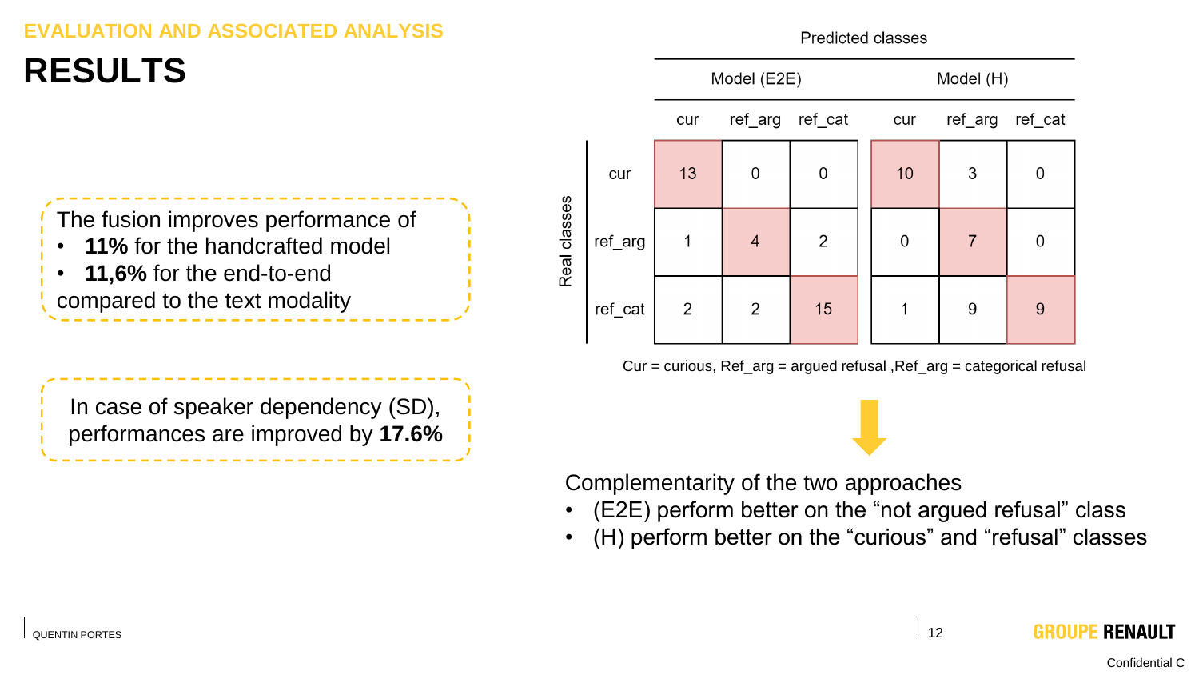EVALUATION AND ASSOCIATED ANALYSIS

# RESULTS

The fusion improves performance of
- **11%** for the handcrafted model
- **11,6%** for the end-to-end

compared to the text modality

In case of speaker dependency (SD), performances are improved by **17.6%**

Predicted classes

| Real classes | Model (E2E) | | | Model (H) | | |
|---|---|---|---|---|---|---|
| | cur | ref_arg | ref_cat | cur | ref_arg | ref_cat |
| cur | 13 | 0 | 0 | 10 | 3 | 0 |
| ref_arg | 1 | 4 | 2 | 0 | 7 | 0 |
| ref_cat | 2 | 2 | 15 | 1 | 9 | 9 |

Cur = curious, Ref_arg = argued refusal ,Ref_arg = categorical refusal

Complementarity of the two approaches
- (E2E) perform better on the “not argued refusal” class
- (H) perform better on the “curious” and “refusal” classes

QUENTIN PORTES

GROUPE RENAULT

Confidential C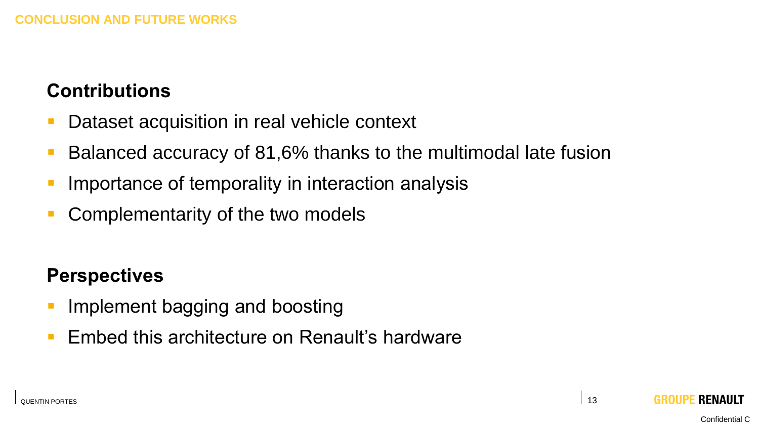## CONCLUSION AND FUTURE WORKS

### Contributions

- Dataset acquisition in real vehicle context
- Balanced accuracy of 81,6% thanks to the multimodal late fusion
- Importance of temporality in interaction analysis
- Complementarity of the two models

### Perspectives

- Implement bagging and boosting
- Embed this architecture on Renault’s hardware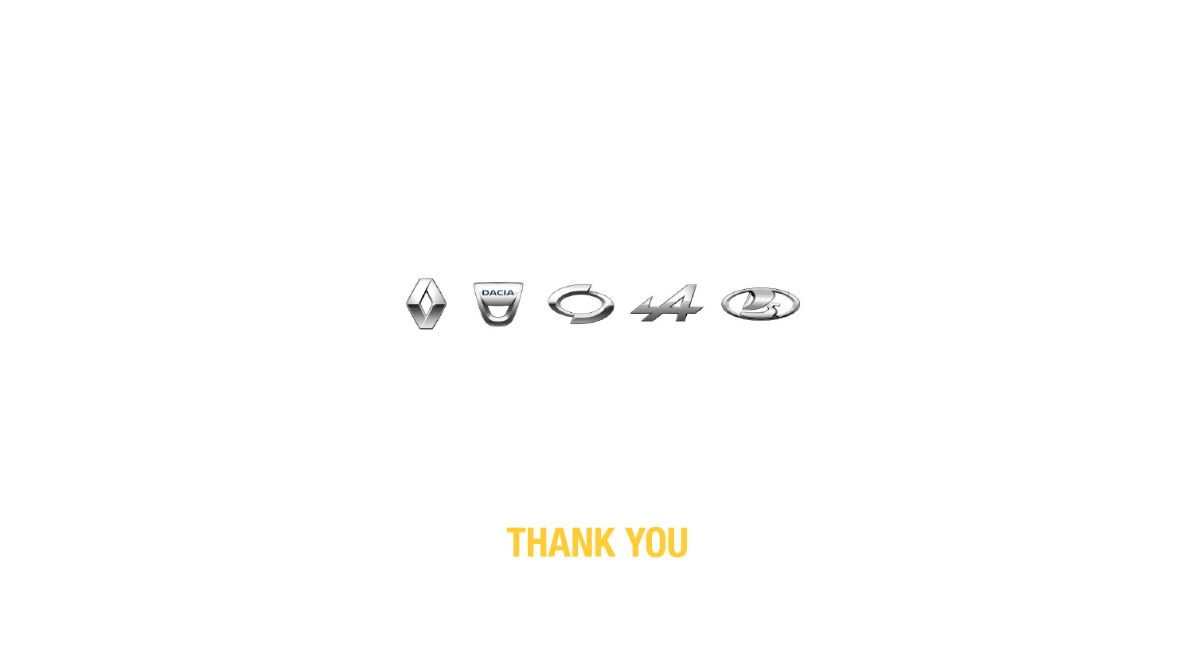DACIA

THANK YOU